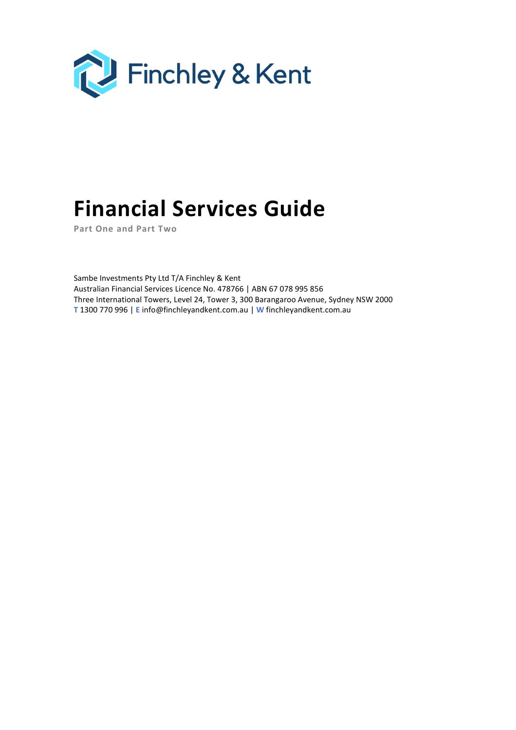Finchley & Kent

# Financial Services Guide

**Part One and Part Two**

Sambe Investments Pty Ltd T/A Finchley & Kent
Australian Financial Services Licence No. 478766 | ABN 67 078 995 856
Three International Towers, Level 24, Tower 3, 300 Barangaroo Avenue, Sydney NSW 2000
**T** 1300 770 996 | **E** info@finchleyandkent.com.au | **W** finchleyandkent.com.au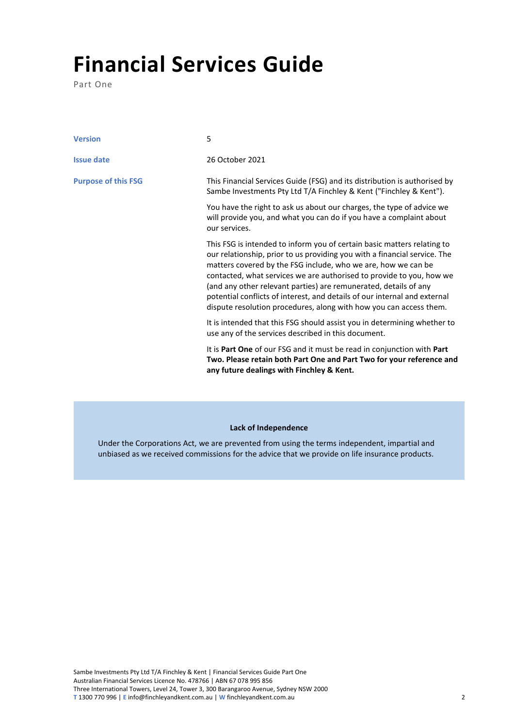# Financial Services Guide

Part One

| | |
|---|---|
| **Version** | 5 |
| **Issue date** | 26 October 2021 |
| **Purpose of this FSG** | This Financial Services Guide (FSG) and its distribution is authorised by Sambe Investments Pty Ltd T/A Finchley & Kent ("Finchley & Kent"). |

You have the right to ask us about our charges, the type of advice we will provide you, and what you can do if you have a complaint about our services.

This FSG is intended to inform you of certain basic matters relating to our relationship, prior to us providing you with a financial service. The matters covered by the FSG include, who we are, how we can be contacted, what services we are authorised to provide to you, how we (and any other relevant parties) are remunerated, details of any potential conflicts of interest, and details of our internal and external dispute resolution procedures, along with how you can access them.

It is intended that this FSG should assist you in determining whether to use any of the services described in this document.

It is **Part One** of our FSG and it must be read in conjunction with **Part Two. Please retain both Part One and Part Two for your reference and any future dealings with Finchley & Kent.**

**Lack of Independence**

Under the Corporations Act, we are prevented from using the terms independent, impartial and unbiased as we received commissions for the advice that we provide on life insurance products.

Sambe Investments Pty Ltd T/A Finchley & Kent | Financial Services Guide Part One
Australian Financial Services Licence No. 478766 | ABN 67 078 995 856
Three International Towers, Level 24, Tower 3, 300 Barangaroo Avenue, Sydney NSW 2000
**T** 1300 770 996 | **E** info@finchleyandkent.com.au | **W** finchleyandkent.com.au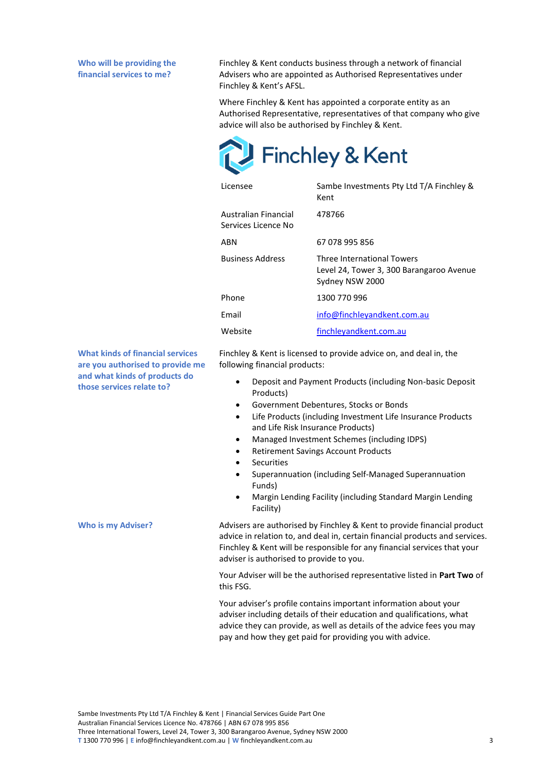### Who will be providing the financial services to me?

Finchley & Kent conducts business through a network of financial Advisers who are appointed as Authorised Representatives under Finchley & Kent's AFSL.

Where Finchley & Kent has appointed a corporate entity as an Authorised Representative, representatives of that company who give advice will also be authorised by Finchley & Kent.

Finchley & Kent

| | |
|---|---|
| Licensee | Sambe Investments Pty Ltd T/A Finchley & Kent |
| Australian Financial Services Licence No | 478766 |
| ABN | 67 078 995 856 |
| Business Address | Three International Towers<br>Level 24, Tower 3, 300 Barangaroo Avenue<br>Sydney NSW 2000 |
| Phone | 1300 770 996 |
| Email | info@finchleyandkent.com.au |
| Website | finchleyandkent.com.au |

### What kinds of financial services are you authorised to provide me and what kinds of products do those services relate to?

Finchley & Kent is licensed to provide advice on, and deal in, the following financial products:

- Deposit and Payment Products (including Non-basic Deposit Products)
- Government Debentures, Stocks or Bonds
- Life Products (including Investment Life Insurance Products and Life Risk Insurance Products)
- Managed Investment Schemes (including IDPS)
- Retirement Savings Account Products
- Securities
- Superannuation (including Self-Managed Superannuation Funds)
- Margin Lending Facility (including Standard Margin Lending Facility)

### Who is my Adviser?

Advisers are authorised by Finchley & Kent to provide financial product advice in relation to, and deal in, certain financial products and services. Finchley & Kent will be responsible for any financial services that your adviser is authorised to provide to you.

Your Adviser will be the authorised representative listed in **Part Two** of this FSG.

Your adviser's profile contains important information about your adviser including details of their education and qualifications, what advice they can provide, as well as details of the advice fees you may pay and how they get paid for providing you with advice.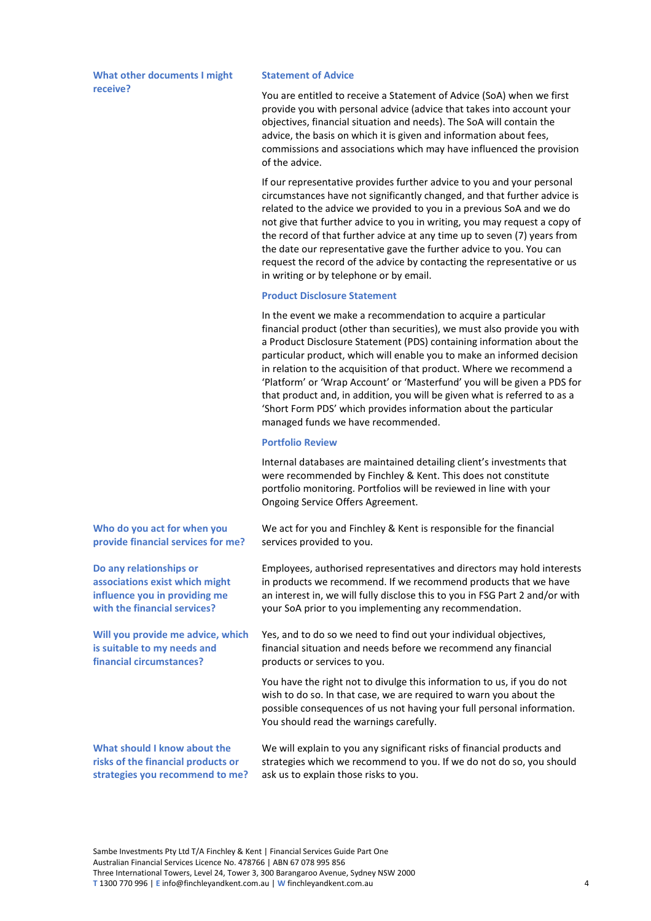## What other documents I might receive?

### Statement of Advice

You are entitled to receive a Statement of Advice (SoA) when we first provide you with personal advice (advice that takes into account your objectives, financial situation and needs). The SoA will contain the advice, the basis on which it is given and information about fees, commissions and associations which may have influenced the provision of the advice.

If our representative provides further advice to you and your personal circumstances have not significantly changed, and that further advice is related to the advice we provided to you in a previous SoA and we do not give that further advice to you in writing, you may request a copy of the record of that further advice at any time up to seven (7) years from the date our representative gave the further advice to you. You can request the record of the advice by contacting the representative or us in writing or by telephone or by email.

### Product Disclosure Statement

In the event we make a recommendation to acquire a particular financial product (other than securities), we must also provide you with a Product Disclosure Statement (PDS) containing information about the particular product, which will enable you to make an informed decision in relation to the acquisition of that product. Where we recommend a 'Platform' or 'Wrap Account' or 'Masterfund' you will be given a PDS for that product and, in addition, you will be given what is referred to as a 'Short Form PDS' which provides information about the particular managed funds we have recommended.

### Portfolio Review

Internal databases are maintained detailing client's investments that were recommended by Finchley & Kent. This does not constitute portfolio monitoring. Portfolios will be reviewed in line with your Ongoing Service Offers Agreement.

## Who do you act for when you provide financial services for me?

We act for you and Finchley & Kent is responsible for the financial services provided to you.

## Do any relationships or associations exist which might influence you in providing me with the financial services?

Employees, authorised representatives and directors may hold interests in products we recommend. If we recommend products that we have an interest in, we will fully disclose this to you in FSG Part 2 and/or with your SoA prior to you implementing any recommendation.

## Will you provide me advice, which is suitable to my needs and financial circumstances?

Yes, and to do so we need to find out your individual objectives, financial situation and needs before we recommend any financial products or services to you.

You have the right not to divulge this information to us, if you do not wish to do so. In that case, we are required to warn you about the possible consequences of us not having your full personal information. You should read the warnings carefully.

## What should I know about the risks of the financial products or strategies you recommend to me?

We will explain to you any significant risks of financial products and strategies which we recommend to you. If we do not do so, you should ask us to explain those risks to you.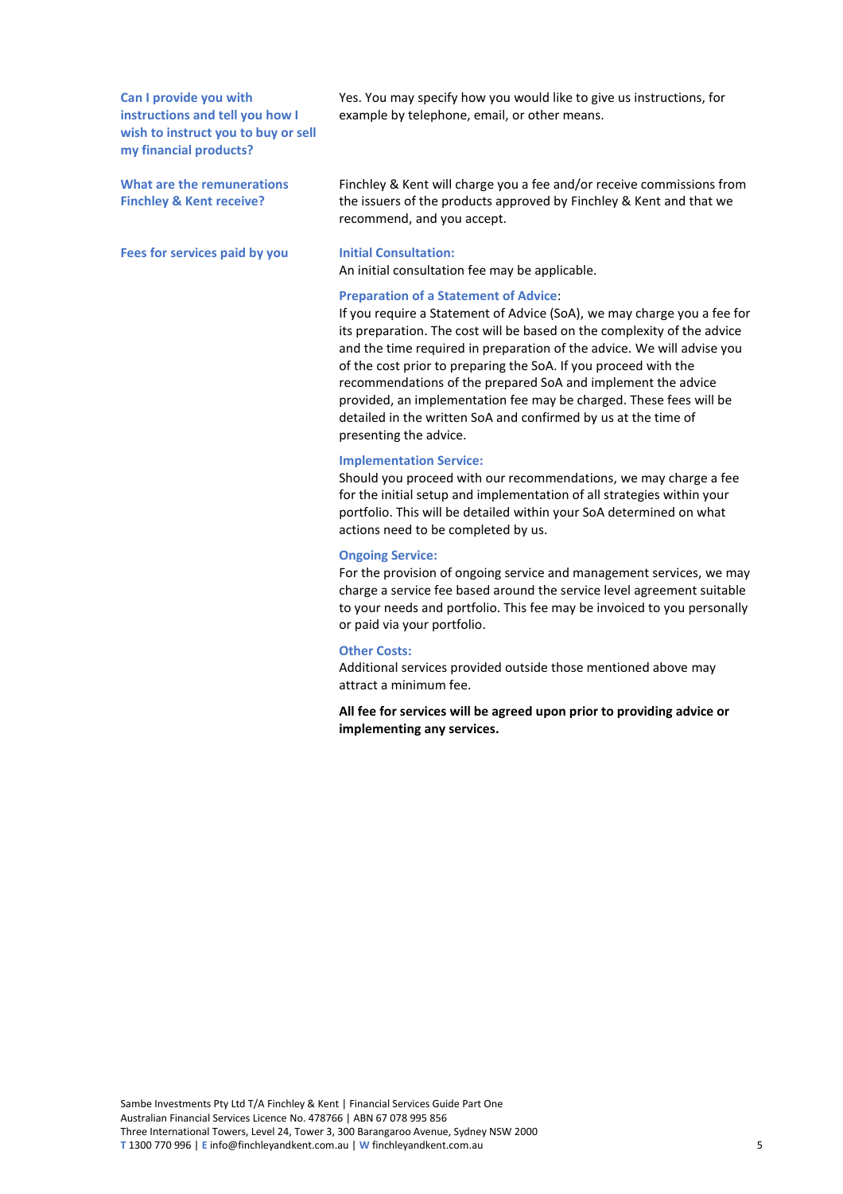**Can I provide you with instructions and tell you how I wish to instruct you to buy or sell my financial products?**

Yes. You may specify how you would like to give us instructions, for example by telephone, email, or other means.

**What are the remunerations Finchley & Kent receive?**

Finchley & Kent will charge you a fee and/or receive commissions from the issuers of the products approved by Finchley & Kent and that we recommend, and you accept.

**Fees for services paid by you**

**Initial Consultation:**
An initial consultation fee may be applicable.

**Preparation of a Statement of Advice**:
If you require a Statement of Advice (SoA), we may charge you a fee for its preparation. The cost will be based on the complexity of the advice and the time required in preparation of the advice. We will advise you of the cost prior to preparing the SoA. If you proceed with the recommendations of the prepared SoA and implement the advice provided, an implementation fee may be charged. These fees will be detailed in the written SoA and confirmed by us at the time of presenting the advice.

**Implementation Service:**
Should you proceed with our recommendations, we may charge a fee for the initial setup and implementation of all strategies within your portfolio. This will be detailed within your SoA determined on what actions need to be completed by us.

**Ongoing Service:**
For the provision of ongoing service and management services, we may charge a service fee based around the service level agreement suitable to your needs and portfolio. This fee may be invoiced to you personally or paid via your portfolio.

**Other Costs:**
Additional services provided outside those mentioned above may attract a minimum fee.

**All fee for services will be agreed upon prior to providing advice or implementing any services.**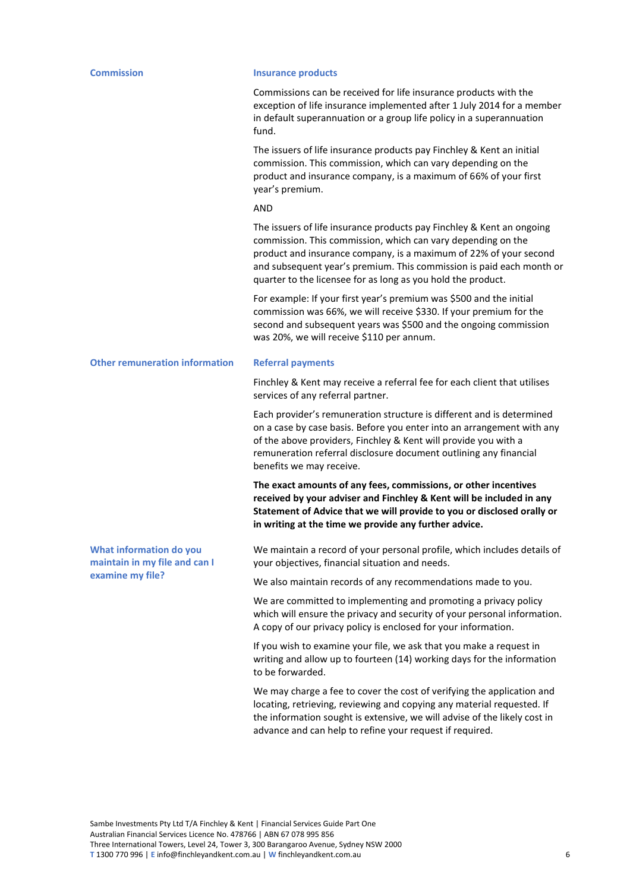## Commission

### Insurance products

Commissions can be received for life insurance products with the exception of life insurance implemented after 1 July 2014 for a member in default superannuation or a group life policy in a superannuation fund.

The issuers of life insurance products pay Finchley & Kent an initial commission. This commission, which can vary depending on the product and insurance company, is a maximum of 66% of your first year's premium.

AND

The issuers of life insurance products pay Finchley & Kent an ongoing commission. This commission, which can vary depending on the product and insurance company, is a maximum of 22% of your second and subsequent year's premium. This commission is paid each month or quarter to the licensee for as long as you hold the product.

For example: If your first year's premium was $500 and the initial commission was 66%, we will receive $330. If your premium for the second and subsequent years was $500 and the ongoing commission was 20%, we will receive $110 per annum.

## Other remuneration information

### Referral payments

Finchley & Kent may receive a referral fee for each client that utilises services of any referral partner.

Each provider's remuneration structure is different and is determined on a case by case basis. Before you enter into an arrangement with any of the above providers, Finchley & Kent will provide you with a remuneration referral disclosure document outlining any financial benefits we may receive.

**The exact amounts of any fees, commissions, or other incentives received by your adviser and Finchley & Kent will be included in any Statement of Advice that we will provide to you or disclosed orally or in writing at the time we provide any further advice.**

## What information do you maintain in my file and can I examine my file?

We maintain a record of your personal profile, which includes details of your objectives, financial situation and needs.

We also maintain records of any recommendations made to you.

We are committed to implementing and promoting a privacy policy which will ensure the privacy and security of your personal information. A copy of our privacy policy is enclosed for your information.

If you wish to examine your file, we ask that you make a request in writing and allow up to fourteen (14) working days for the information to be forwarded.

We may charge a fee to cover the cost of verifying the application and locating, retrieving, reviewing and copying any material requested. If the information sought is extensive, we will advise of the likely cost in advance and can help to refine your request if required.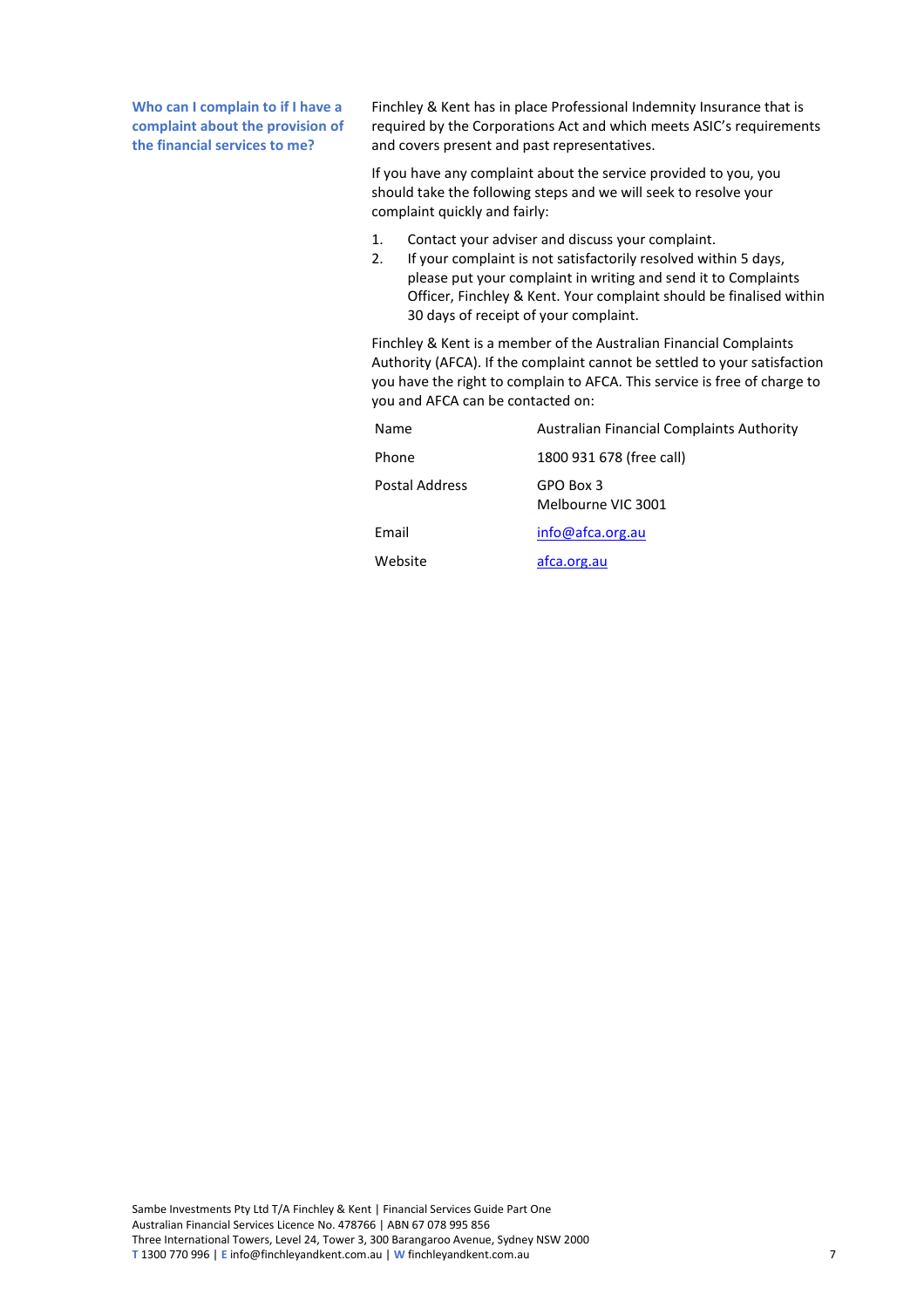### Who can I complain to if I have a complaint about the provision of the financial services to me?

Finchley & Kent has in place Professional Indemnity Insurance that is required by the Corporations Act and which meets ASIC's requirements and covers present and past representatives.

If you have any complaint about the service provided to you, you should take the following steps and we will seek to resolve your complaint quickly and fairly:

1. Contact your adviser and discuss your complaint.
2. If your complaint is not satisfactorily resolved within 5 days, please put your complaint in writing and send it to Complaints Officer, Finchley & Kent. Your complaint should be finalised within 30 days of receipt of your complaint.

Finchley & Kent is a member of the Australian Financial Complaints Authority (AFCA). If the complaint cannot be settled to your satisfaction you have the right to complain to AFCA. This service is free of charge to you and AFCA can be contacted on:

| | |
|---|---|
| Name | Australian Financial Complaints Authority |
| Phone | 1800 931 678 (free call) |
| Postal Address | GPO Box 3<br>Melbourne VIC 3001 |
| Email | info@afca.org.au |
| Website | afca.org.au |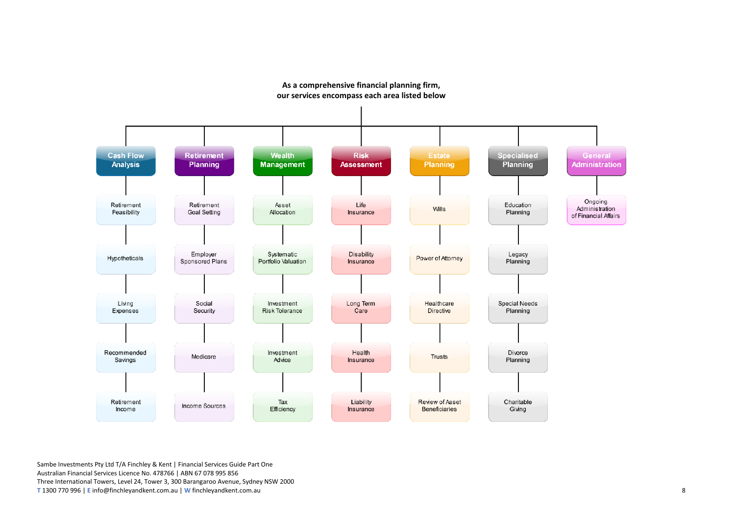**As a comprehensive financial planning firm, our services encompass each area listed below**

- **Cash Flow Analysis**
  - Retirement Feasibility
  - Hypotheticals
  - Living Expenses
  - Recommended Savings
  - Retirement Income
- **Retirement Planning**
  - Retirement Goal Setting
  - Employer Sponsored Plans
  - Social Security
  - Medicare
  - Income Sources
- **Wealth Management**
  - Asset Allocation
  - Systematic Portfolio Valuation
  - Investment Risk Tolerance
  - Investment Advice
  - Tax Efficiency
- **Risk Assessment**
  - Life Insurance
  - Disability Insurance
  - Long Term Care
  - Health Insurance
  - Liability Insurance
- **Estate Planning**
  - Wills
  - Power of Attorney
  - Healthcare Directive
  - Trusts
  - Review of Asset Beneficiaries
- **Specialised Planning**
  - Education Planning
  - Legacy Planning
  - Special Needs Planning
  - Divorce Planning
  - Charitable Giving
- **General Administration**
  - Ongoing Administration of Financial Affairs

Sambe Investments Pty Ltd T/A Finchley & Kent | Financial Services Guide Part One
Australian Financial Services Licence No. 478766 | ABN 67 078 995 856
Three International Towers, Level 24, Tower 3, 300 Barangaroo Avenue, Sydney NSW 2000
T 1300 770 996 | E info@finchleyandkent.com.au | W finchleyandkent.com.au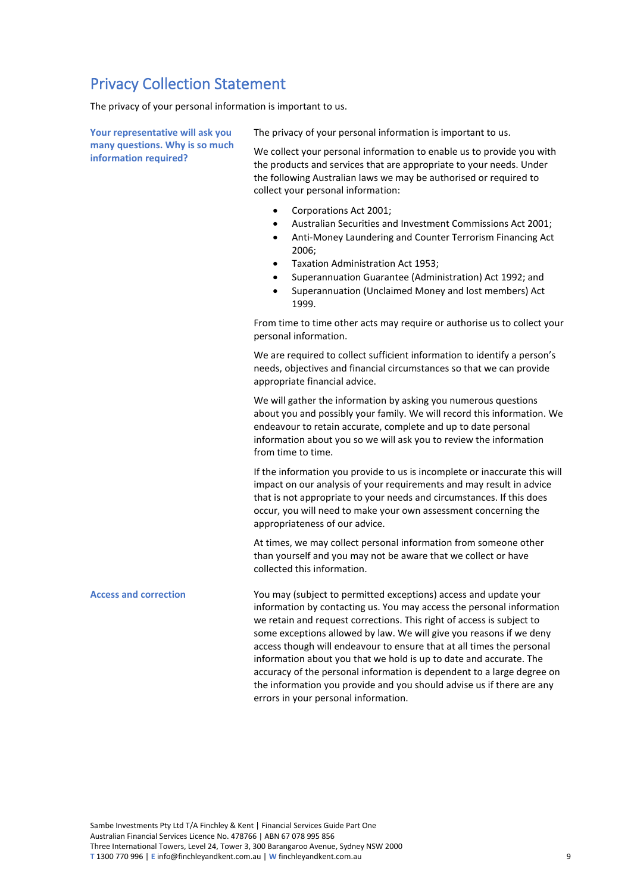# Privacy Collection Statement

The privacy of your personal information is important to us.

**Your representative will ask you many questions. Why is so much information required?**

The privacy of your personal information is important to us.

We collect your personal information to enable us to provide you with the products and services that are appropriate to your needs. Under the following Australian laws we may be authorised or required to collect your personal information:

- Corporations Act 2001;
- Australian Securities and Investment Commissions Act 2001;
- Anti-Money Laundering and Counter Terrorism Financing Act 2006;
- Taxation Administration Act 1953;
- Superannuation Guarantee (Administration) Act 1992; and
- Superannuation (Unclaimed Money and lost members) Act 1999.

From time to time other acts may require or authorise us to collect your personal information.

We are required to collect sufficient information to identify a person's needs, objectives and financial circumstances so that we can provide appropriate financial advice.

We will gather the information by asking you numerous questions about you and possibly your family. We will record this information. We endeavour to retain accurate, complete and up to date personal information about you so we will ask you to review the information from time to time.

If the information you provide to us is incomplete or inaccurate this will impact on our analysis of your requirements and may result in advice that is not appropriate to your needs and circumstances. If this does occur, you will need to make your own assessment concerning the appropriateness of our advice.

At times, we may collect personal information from someone other than yourself and you may not be aware that we collect or have collected this information.

**Access and correction**

You may (subject to permitted exceptions) access and update your information by contacting us. You may access the personal information we retain and request corrections. This right of access is subject to some exceptions allowed by law. We will give you reasons if we deny access though will endeavour to ensure that at all times the personal information about you that we hold is up to date and accurate. The accuracy of the personal information is dependent to a large degree on the information you provide and you should advise us if there are any errors in your personal information.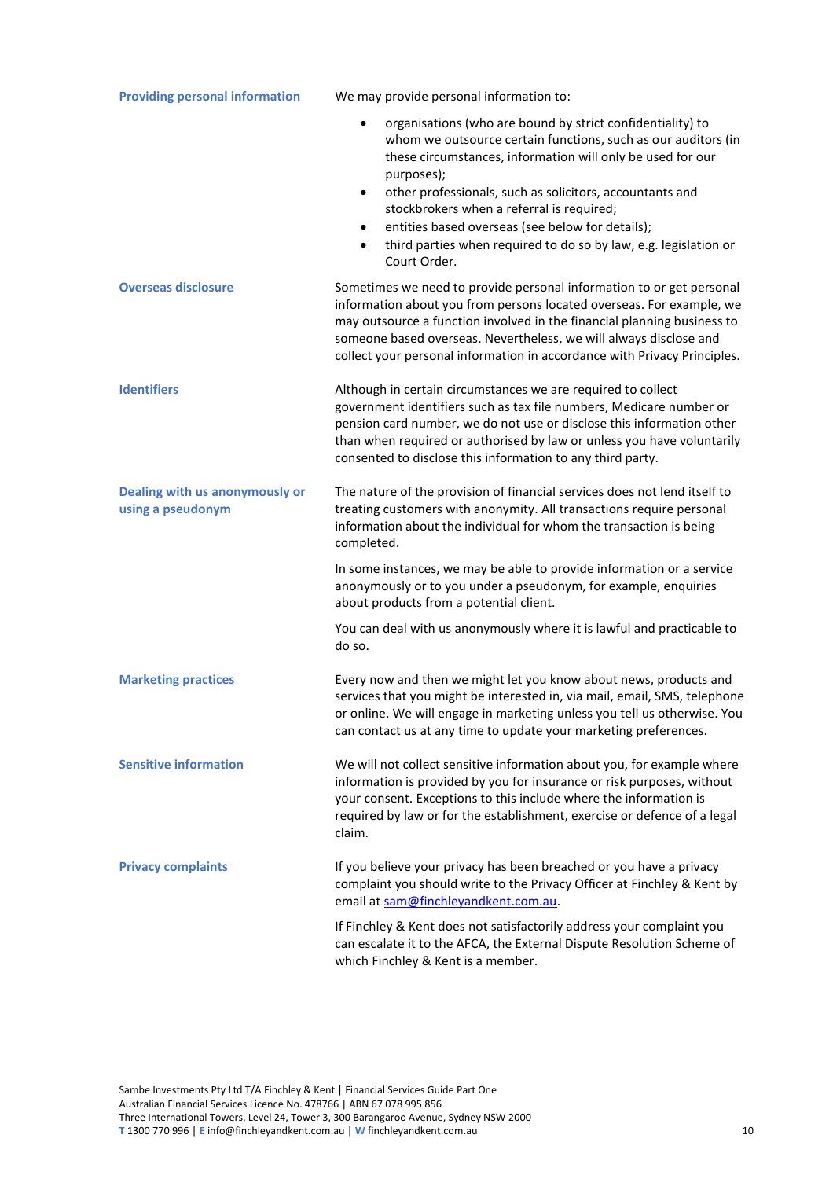### Providing personal information

We may provide personal information to:

- organisations (who are bound by strict confidentiality) to whom we outsource certain functions, such as our auditors (in these circumstances, information will only be used for our purposes);
- other professionals, such as solicitors, accountants and stockbrokers when a referral is required;
- entities based overseas (see below for details);
- third parties when required to do so by law, e.g. legislation or Court Order.

### Overseas disclosure

Sometimes we need to provide personal information to or get personal information about you from persons located overseas. For example, we may outsource a function involved in the financial planning business to someone based overseas. Nevertheless, we will always disclose and collect your personal information in accordance with Privacy Principles.

### Identifiers

Although in certain circumstances we are required to collect government identifiers such as tax file numbers, Medicare number or pension card number, we do not use or disclose this information other than when required or authorised by law or unless you have voluntarily consented to disclose this information to any third party.

### Dealing with us anonymously or using a pseudonym

The nature of the provision of financial services does not lend itself to treating customers with anonymity. All transactions require personal information about the individual for whom the transaction is being completed.

In some instances, we may be able to provide information or a service anonymously or to you under a pseudonym, for example, enquiries about products from a potential client.

You can deal with us anonymously where it is lawful and practicable to do so.

### Marketing practices

Every now and then we might let you know about news, products and services that you might be interested in, via mail, email, SMS, telephone or online. We will engage in marketing unless you tell us otherwise. You can contact us at any time to update your marketing preferences.

### Sensitive information

We will not collect sensitive information about you, for example where information is provided by you for insurance or risk purposes, without your consent. Exceptions to this include where the information is required by law or for the establishment, exercise or defence of a legal claim.

### Privacy complaints

If you believe your privacy has been breached or you have a privacy complaint you should write to the Privacy Officer at Finchley & Kent by email at sam@finchleyandkent.com.au.

If Finchley & Kent does not satisfactorily address your complaint you can escalate it to the AFCA, the External Dispute Resolution Scheme of which Finchley & Kent is a member.